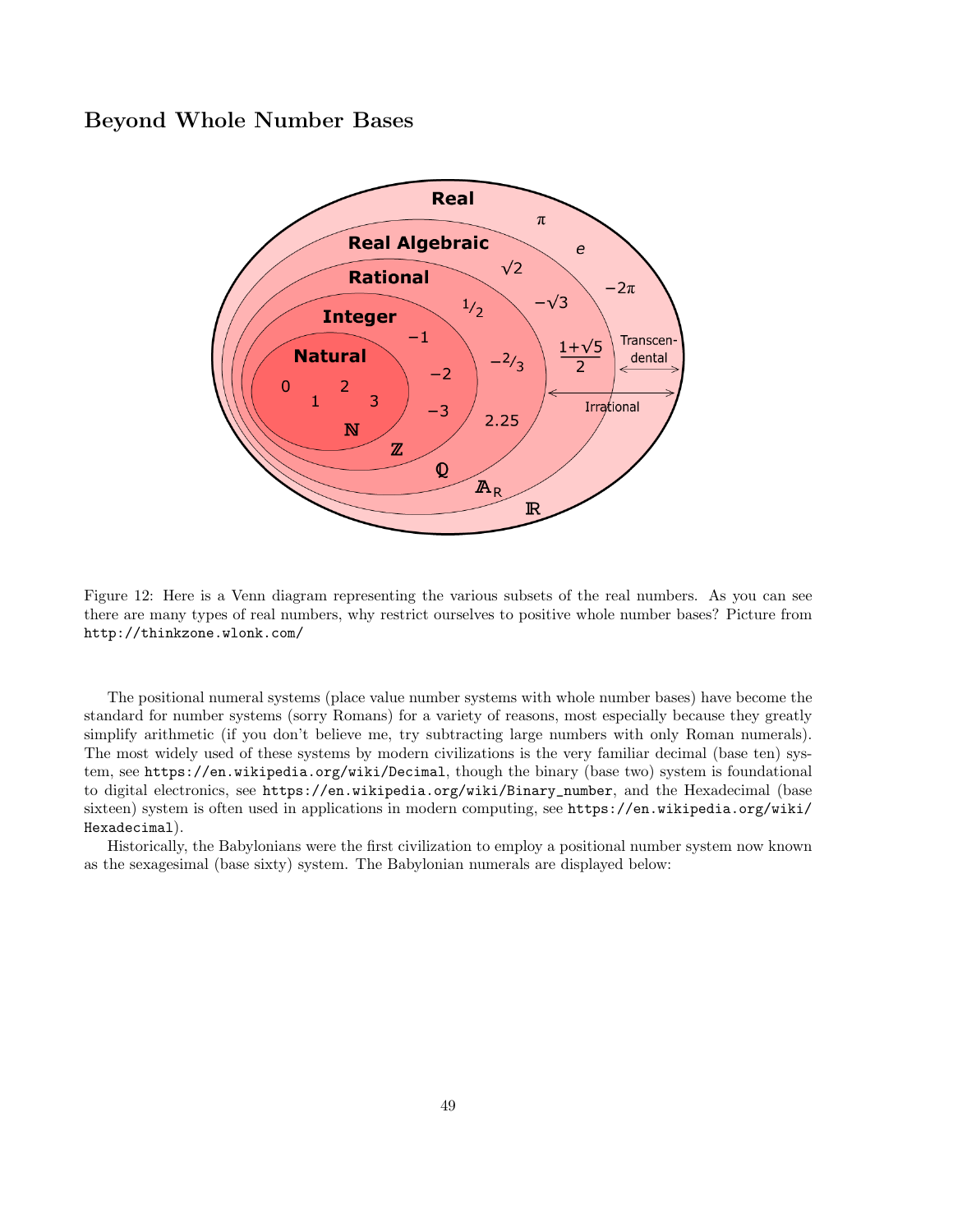## Beyond Whole Number Bases

Real
Real Algebraic
Rational
Integer
Natural
0 1 2 3
$\mathbb{N}$
−1 −2 −3
$\mathbb{Z}$
1/2 −2/3 2.25
$\mathbb{Q}$
√2 −√3 $\frac{1+\sqrt{5}}{2}$
$\mathbb{A}_R$
π e −2π
$\mathbb{R}$
Transcen-dental
Irrational

Figure 12: Here is a Venn diagram representing the various subsets of the real numbers. As you can see there are many types of real numbers, why restrict ourselves to positive whole number bases? Picture from `http://thinkzone.wlonk.com/`

The positional numeral systems (place value number systems with whole number bases) have become the standard for number systems (sorry Romans) for a variety of reasons, most especially because they greatly simplify arithmetic (if you don't believe me, try subtracting large numbers with only Roman numerals). The most widely used of these systems by modern civilizations is the very familiar decimal (base ten) system, see `https://en.wikipedia.org/wiki/Decimal`, though the binary (base two) system is foundational to digital electronics, see `https://en.wikipedia.org/wiki/Binary_number`, and the Hexadecimal (base sixteen) system is often used in applications in modern computing, see `https://en.wikipedia.org/wiki/Hexadecimal`).

Historically, the Babylonians were the first civilization to employ a positional number system now known as the sexagesimal (base sixty) system. The Babylonian numerals are displayed below: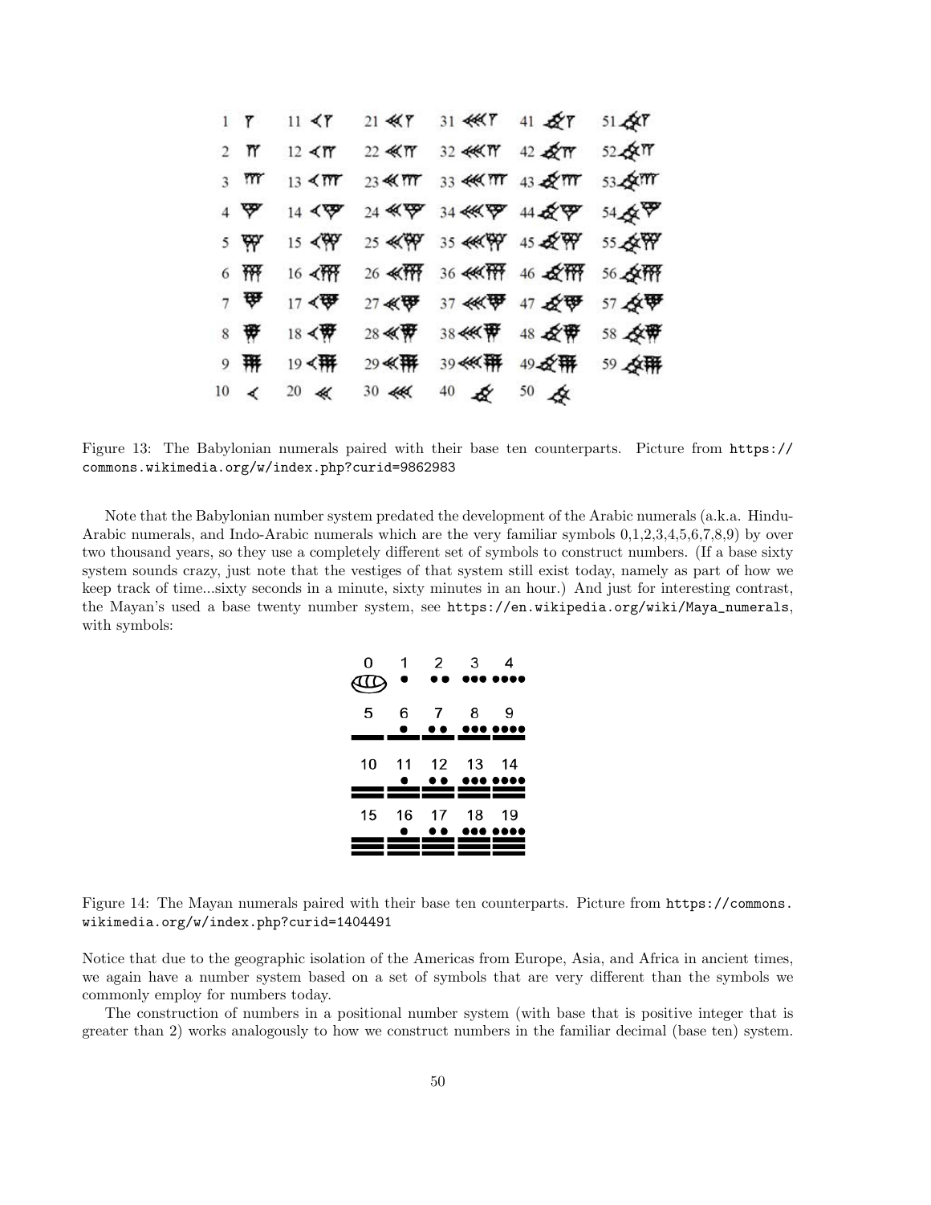Figure 13: The Babylonian numerals paired with their base ten counterparts. Picture from https://commons.wikimedia.org/w/index.php?curid=9862983

Note that the Babylonian number system predated the development of the Arabic numerals (a.k.a. Hindu-Arabic numerals, and Indo-Arabic numerals which are the very familiar symbols 0,1,2,3,4,5,6,7,8,9) by over two thousand years, so they use a completely different set of symbols to construct numbers. (If a base sixty system sounds crazy, just note that the vestiges of that system still exist today, namely as part of how we keep track of time...sixty seconds in a minute, sixty minutes in an hour.) And just for interesting contrast, the Mayan's used a base twenty number system, see https://en.wikipedia.org/wiki/Maya_numerals, with symbols:

Figure 14: The Mayan numerals paired with their base ten counterparts. Picture from https://commons.wikimedia.org/w/index.php?curid=1404491

Notice that due to the geographic isolation of the Americas from Europe, Asia, and Africa in ancient times, we again have a number system based on a set of symbols that are very different than the symbols we commonly employ for numbers today.

The construction of numbers in a positional number system (with base that is positive integer that is greater than 2) works analogously to how we construct numbers in the familiar decimal (base ten) system.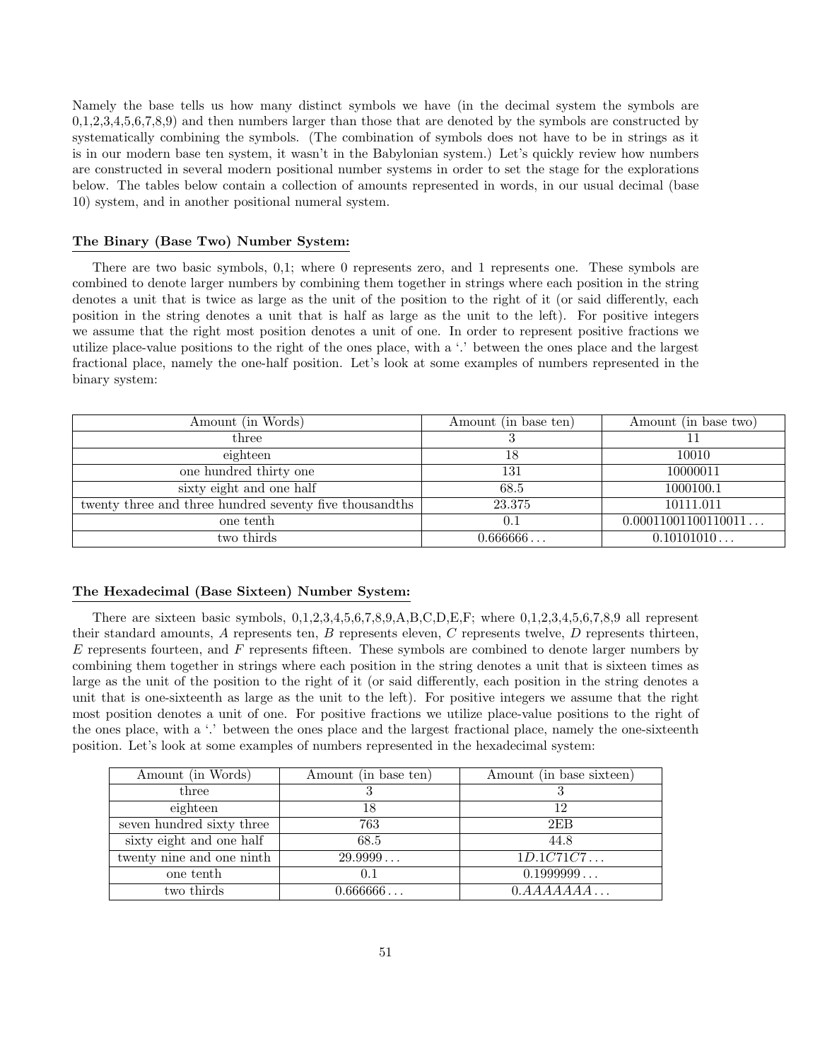Namely the base tells us how many distinct symbols we have (in the decimal system the symbols are 0,1,2,3,4,5,6,7,8,9) and then numbers larger than those that are denoted by the symbols are constructed by systematically combining the symbols. (The combination of symbols does not have to be in strings as it is in our modern base ten system, it wasn't in the Babylonian system.) Let's quickly review how numbers are constructed in several modern positional number systems in order to set the stage for the explorations below. The tables below contain a collection of amounts represented in words, in our usual decimal (base 10) system, and in another positional numeral system.

**The Binary (Base Two) Number System:**

There are two basic symbols, 0,1; where 0 represents zero, and 1 represents one. These symbols are combined to denote larger numbers by combining them together in strings where each position in the string denotes a unit that is twice as large as the unit of the position to the right of it (or said differently, each position in the string denotes a unit that is half as large as the unit to the left). For positive integers we assume that the right most position denotes a unit of one. In order to represent positive fractions we utilize place-value positions to the right of the ones place, with a '.' between the ones place and the largest fractional place, namely the one-half position. Let's look at some examples of numbers represented in the binary system:

| Amount (in Words) | Amount (in base ten) | Amount (in base two) |
|---|---|---|
| three | 3 | 11 |
| eighteen | 18 | 10010 |
| one hundred thirty one | 131 | 10000011 |
| sixty eight and one half | 68.5 | 1000100.1 |
| twenty three and three hundred seventy five thousandths | 23.375 | 10111.011 |
| one tenth | 0.1 | 0.00011001100110011... |
| two thirds | 0.666666... | 0.10101010... |

**The Hexadecimal (Base Sixteen) Number System:**

There are sixteen basic symbols, 0,1,2,3,4,5,6,7,8,9,A,B,C,D,E,F; where 0,1,2,3,4,5,6,7,8,9 all represent their standard amounts, $A$ represents ten, $B$ represents eleven, $C$ represents twelve, $D$ represents thirteen, $E$ represents fourteen, and $F$ represents fifteen. These symbols are combined to denote larger numbers by combining them together in strings where each position in the string denotes a unit that is sixteen times as large as the unit of the position to the right of it (or said differently, each position in the string denotes a unit that is one-sixteenth as large as the unit to the left). For positive integers we assume that the right most position denotes a unit of one. For positive fractions we utilize place-value positions to the right of the ones place, with a '.' between the ones place and the largest fractional place, namely the one-sixteenth position. Let's look at some examples of numbers represented in the hexadecimal system:

| Amount (in Words) | Amount (in base ten) | Amount (in base sixteen) |
|---|---|---|
| three | 3 | 3 |
| eighteen | 18 | 12 |
| seven hundred sixty three | 763 | 2EB |
| sixty eight and one half | 68.5 | 44.8 |
| twenty nine and one ninth | 29.9999... | $1D.1C71C7\ldots$ |
| one tenth | 0.1 | 0.1999999... |
| two thirds | 0.666666... | $0.AAAAAAA\ldots$ |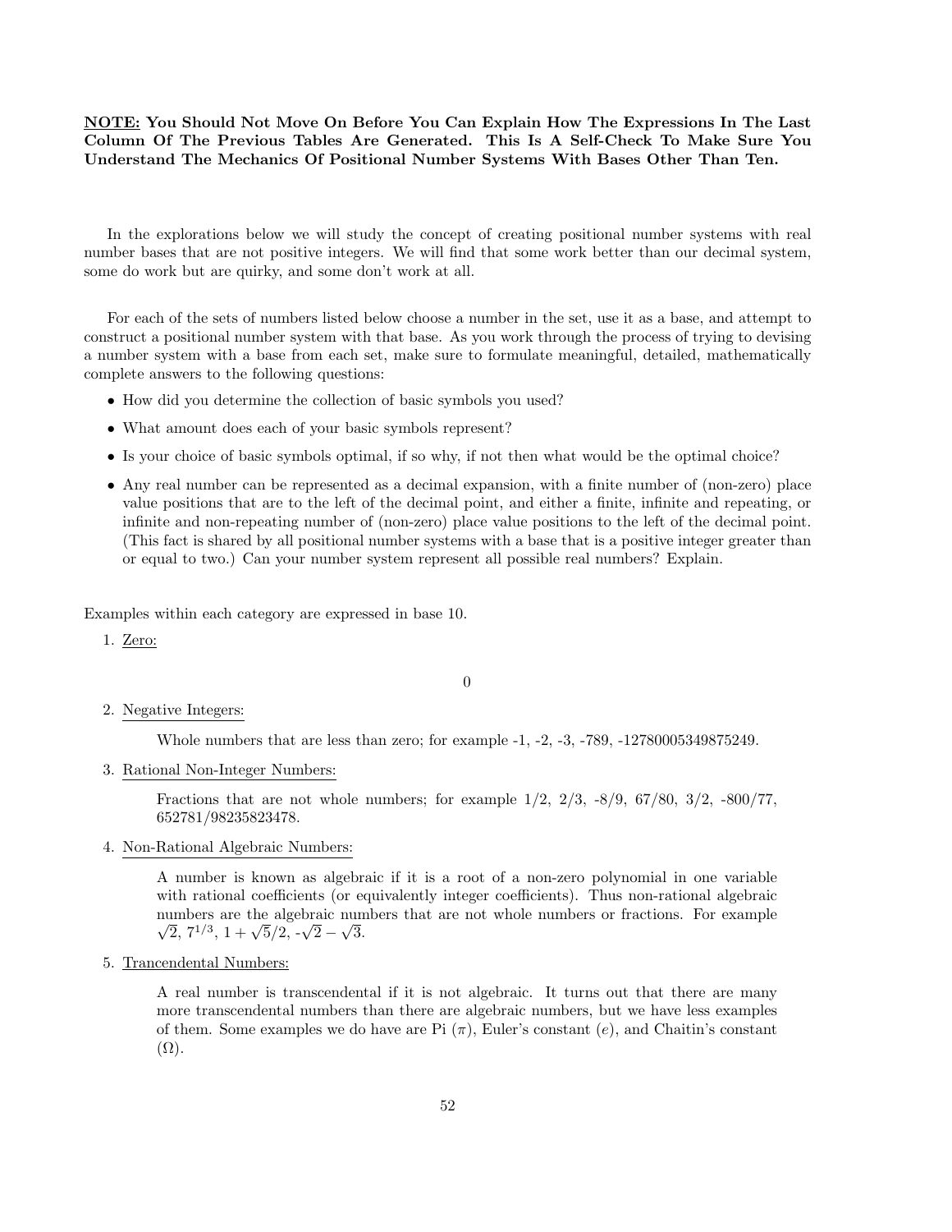**<u>NOTE:</u> You Should Not Move On Before You Can Explain How The Expressions In The Last Column Of The Previous Tables Are Generated. This Is A Self-Check To Make Sure You Understand The Mechanics Of Positional Number Systems With Bases Other Than Ten.**

In the explorations below we will study the concept of creating positional number systems with real number bases that are not positive integers. We will find that some work better than our decimal system, some do work but are quirky, and some don't work at all.

For each of the sets of numbers listed below choose a number in the set, use it as a base, and attempt to construct a positional number system with that base. As you work through the process of trying to devising a number system with a base from each set, make sure to formulate meaningful, detailed, mathematically complete answers to the following questions:

- How did you determine the collection of basic symbols you used?
- What amount does each of your basic symbols represent?
- Is your choice of basic symbols optimal, if so why, if not then what would be the optimal choice?
- Any real number can be represented as a decimal expansion, with a finite number of (non-zero) place value positions that are to the left of the decimal point, and either a finite, infinite and repeating, or infinite and non-repeating number of (non-zero) place value positions to the left of the decimal point. (This fact is shared by all positional number systems with a base that is a positive integer greater than or equal to two.) Can your number system represent all possible real numbers? Explain.

Examples within each category are expressed in base 10.

1. <u>Zero:</u>

   $$0$$

2. <u>Negative Integers:</u>

   Whole numbers that are less than zero; for example -1, -2, -3, -789, -12780005349875249.

3. <u>Rational Non-Integer Numbers:</u>

   Fractions that are not whole numbers; for example 1/2, 2/3, -8/9, 67/80, 3/2, -800/77, 652781/98235823478.

4. <u>Non-Rational Algebraic Numbers:</u>

   A number is known as algebraic if it is a root of a non-zero polynomial in one variable with rational coefficients (or equivalently integer coefficients). Thus non-rational algebraic numbers are the algebraic numbers that are not whole numbers or fractions. For example $\sqrt{2}$, $7^{1/3}$, $1 + \sqrt{5}/2$, -$\sqrt{2} - \sqrt{3}$.

5. <u>Trancendental Numbers:</u>

   A real number is transcendental if it is not algebraic. It turns out that there are many more transcendental numbers than there are algebraic numbers, but we have less examples of them. Some examples we do have are Pi ($\pi$), Euler's constant ($e$), and Chaitin's constant ($\Omega$).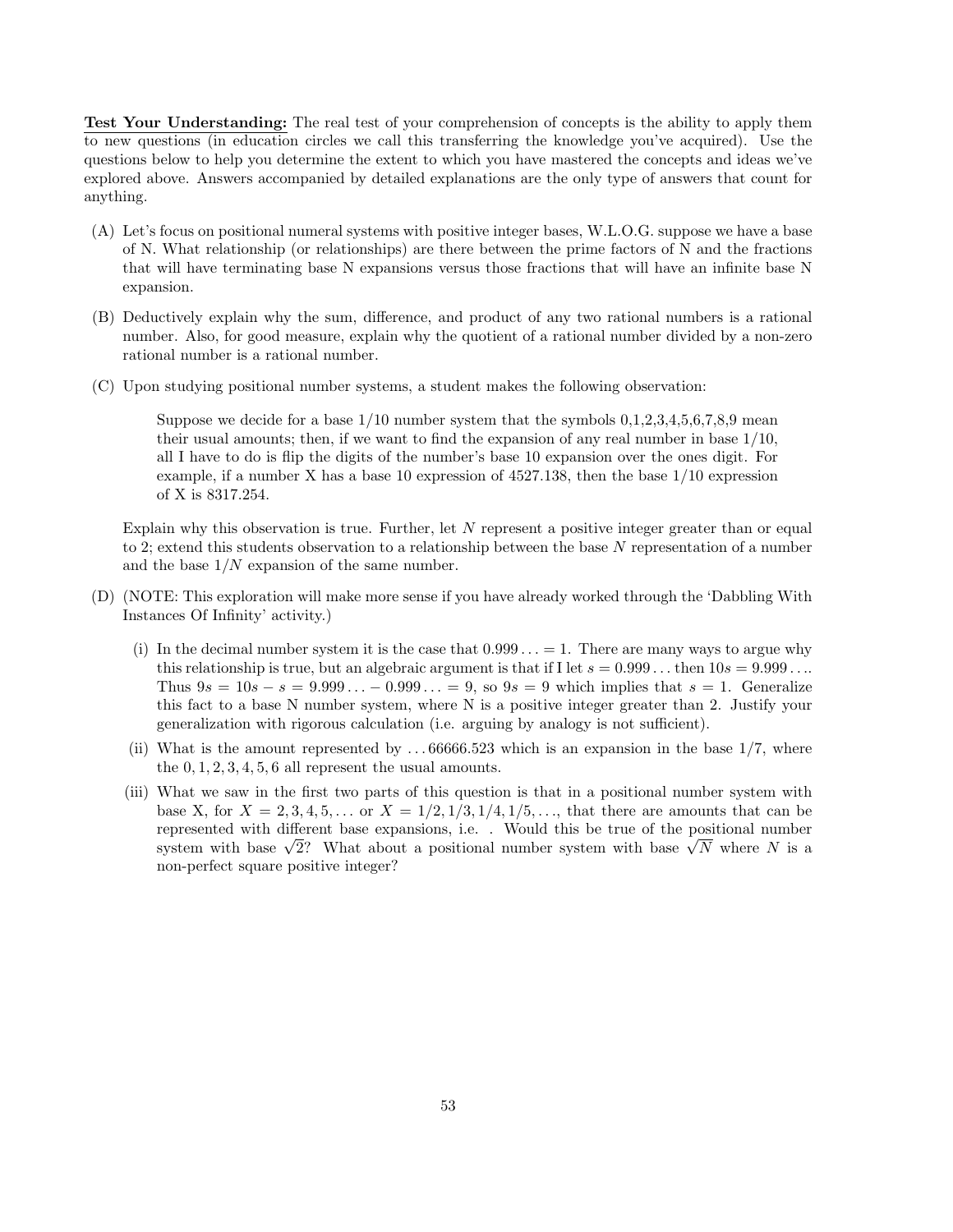**Test Your Understanding:** The real test of your comprehension of concepts is the ability to apply them to new questions (in education circles we call this transferring the knowledge you've acquired). Use the questions below to help you determine the extent to which you have mastered the concepts and ideas we've explored above. Answers accompanied by detailed explanations are the only type of answers that count for anything.

(A) Let's focus on positional numeral systems with positive integer bases, W.L.O.G. suppose we have a base of N. What relationship (or relationships) are there between the prime factors of N and the fractions that will have terminating base N expansions versus those fractions that will have an infinite base N expansion.

(B) Deductively explain why the sum, difference, and product of any two rational numbers is a rational number. Also, for good measure, explain why the quotient of a rational number divided by a non-zero rational number is a rational number.

(C) Upon studying positional number systems, a student makes the following observation:

> Suppose we decide for a base 1/10 number system that the symbols 0,1,2,3,4,5,6,7,8,9 mean their usual amounts; then, if we want to find the expansion of any real number in base 1/10, all I have to do is flip the digits of the number's base 10 expansion over the ones digit. For example, if a number X has a base 10 expression of 4527.138, then the base 1/10 expression of X is 8317.254.

Explain why this observation is true. Further, let $N$ represent a positive integer greater than or equal to 2; extend this students observation to a relationship between the base $N$ representation of a number and the base $1/N$ expansion of the same number.

(D) (NOTE: This exploration will make more sense if you have already worked through the 'Dabbling With Instances Of Infinity' activity.)

(i) In the decimal number system it is the case that $0.999\ldots = 1$. There are many ways to argue why this relationship is true, but an algebraic argument is that if I let $s = 0.999\ldots$ then $10s = 9.999\ldots$. Thus $9s = 10s - s = 9.999\ldots - 0.999\ldots = 9$, so $9s = 9$ which implies that $s = 1$. Generalize this fact to a base N number system, where N is a positive integer greater than 2. Justify your generalization with rigorous calculation (i.e. arguing by analogy is not sufficient).

(ii) What is the amount represented by $\ldots 66666.523$ which is an expansion in the base $1/7$, where the $0, 1, 2, 3, 4, 5, 6$ all represent the usual amounts.

(iii) What we saw in the first two parts of this question is that in a positional number system with base X, for $X = 2, 3, 4, 5, \ldots$ or $X = 1/2, 1/3, 1/4, 1/5, \ldots$, that there are amounts that can be represented with different base expansions, i.e. . Would this be true of the positional number system with base $\sqrt{2}$? What about a positional number system with base $\sqrt{N}$ where $N$ is a non-perfect square positive integer?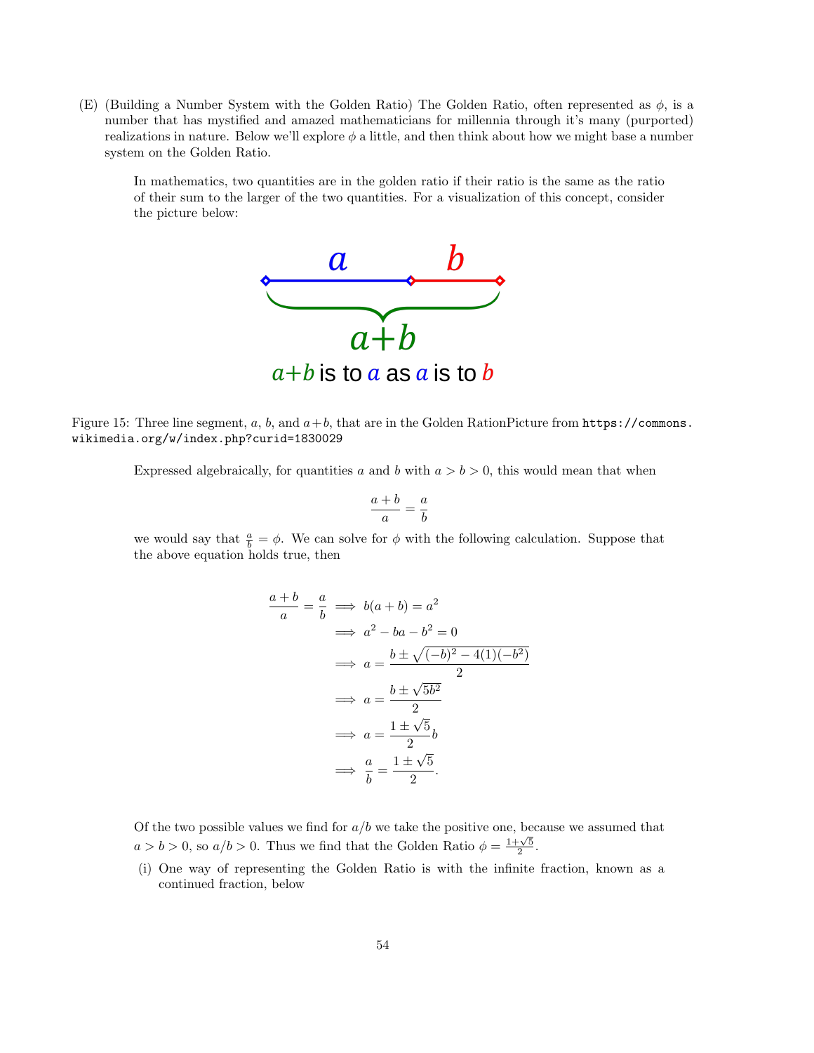(E) (Building a Number System with the Golden Ratio) The Golden Ratio, often represented as $\phi$, is a number that has mystified and amazed mathematicians for millennia through it's many (purported) realizations in nature. Below we'll explore $\phi$ a little, and then think about how we might base a number system on the Golden Ratio.

In mathematics, two quantities are in the golden ratio if their ratio is the same as the ratio of their sum to the larger of the two quantities. For a visualization of this concept, consider the picture below:

Figure 15: Three line segment, $a$, $b$, and $a+b$, that are in the Golden RationPicture from https://commons.wikimedia.org/w/index.php?curid=1830029

Expressed algebraically, for quantities $a$ and $b$ with $a > b > 0$, this would mean that when

$$\frac{a+b}{a} = \frac{a}{b}$$

we would say that $\frac{a}{b} = \phi$. We can solve for $\phi$ with the following calculation. Suppose that the above equation holds true, then

$$\begin{aligned}
\frac{a+b}{a} = \frac{a}{b} &\implies b(a+b) = a^2 \\
&\implies a^2 - ba - b^2 = 0 \\
&\implies a = \frac{b \pm \sqrt{(-b)^2 - 4(1)(-b^2)}}{2} \\
&\implies a = \frac{b \pm \sqrt{5b^2}}{2} \\
&\implies a = \frac{1 \pm \sqrt{5}}{2} b \\
&\implies \frac{a}{b} = \frac{1 \pm \sqrt{5}}{2}.
\end{aligned}$$

Of the two possible values we find for $a/b$ we take the positive one, because we assumed that $a > b > 0$, so $a/b > 0$. Thus we find that the Golden Ratio $\phi = \frac{1+\sqrt{5}}{2}$.

(i) One way of representing the Golden Ratio is with the infinite fraction, known as a continued fraction, below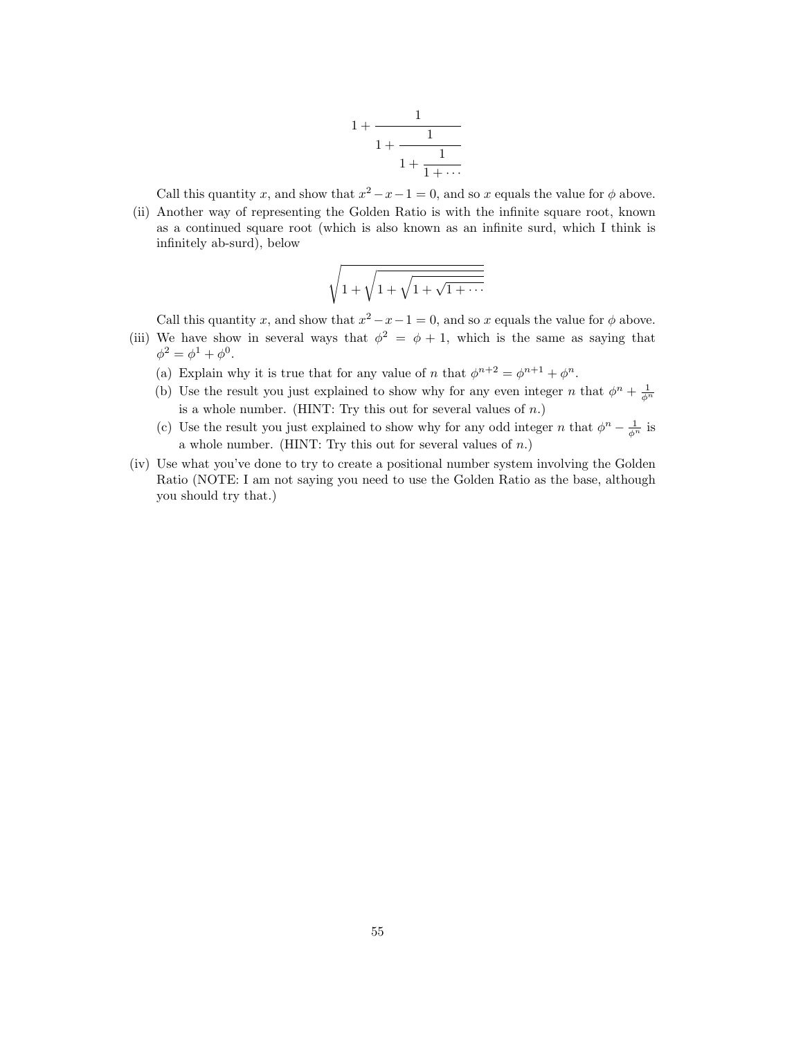$$1 + \cfrac{1}{1 + \cfrac{1}{1 + \cfrac{1}{1 + \cdots}}}$$

Call this quantity $x$, and show that $x^2 - x - 1 = 0$, and so $x$ equals the value for $\phi$ above.

(ii) Another way of representing the Golden Ratio is with the infinite square root, known as a continued square root (which is also known as an infinite surd, which I think is infinitely ab-surd), below

$$\sqrt{1 + \sqrt{1 + \sqrt{1 + \sqrt{1 + \cdots}}}}$$

Call this quantity $x$, and show that $x^2 - x - 1 = 0$, and so $x$ equals the value for $\phi$ above.

(iii) We have show in several ways that $\phi^2 = \phi + 1$, which is the same as saying that $\phi^2 = \phi^1 + \phi^0$.

   (a) Explain why it is true that for any value of $n$ that $\phi^{n+2} = \phi^{n+1} + \phi^n$.

   (b) Use the result you just explained to show why for any even integer $n$ that $\phi^n + \frac{1}{\phi^n}$ is a whole number. (HINT: Try this out for several values of $n$.)

   (c) Use the result you just explained to show why for any odd integer $n$ that $\phi^n - \frac{1}{\phi^n}$ is a whole number. (HINT: Try this out for several values of $n$.)

(iv) Use what you've done to try to create a positional number system involving the Golden Ratio (NOTE: I am not saying you need to use the Golden Ratio as the base, although you should try that.)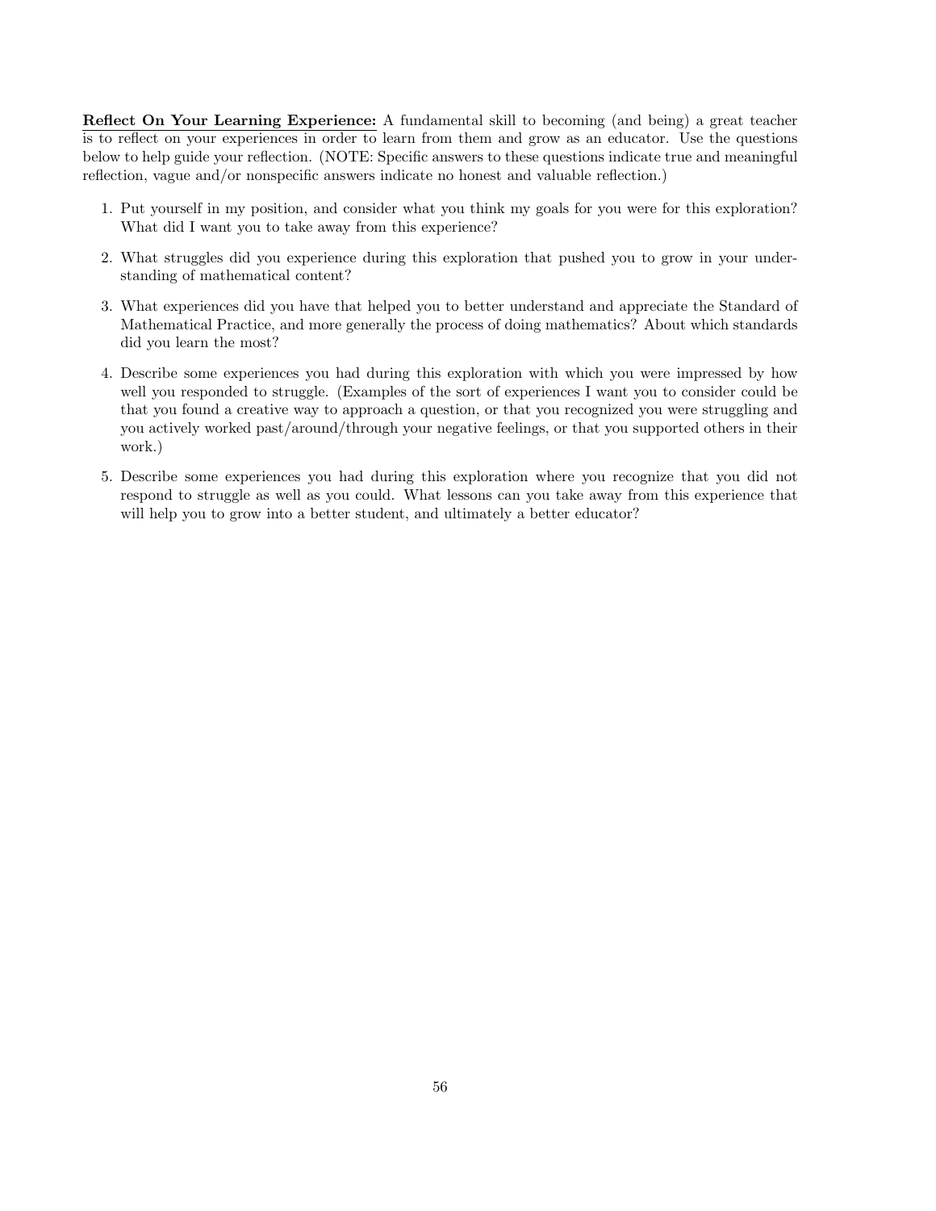**Reflect On Your Learning Experience:** A fundamental skill to becoming (and being) a great teacher is to reflect on your experiences in order to learn from them and grow as an educator. Use the questions below to help guide your reflection. (NOTE: Specific answers to these questions indicate true and meaningful reflection, vague and/or nonspecific answers indicate no honest and valuable reflection.)

1. Put yourself in my position, and consider what you think my goals for you were for this exploration? What did I want you to take away from this experience?
2. What struggles did you experience during this exploration that pushed you to grow in your understanding of mathematical content?
3. What experiences did you have that helped you to better understand and appreciate the Standard of Mathematical Practice, and more generally the process of doing mathematics? About which standards did you learn the most?
4. Describe some experiences you had during this exploration with which you were impressed by how well you responded to struggle. (Examples of the sort of experiences I want you to consider could be that you found a creative way to approach a question, or that you recognized you were struggling and you actively worked past/around/through your negative feelings, or that you supported others in their work.)
5. Describe some experiences you had during this exploration where you recognize that you did not respond to struggle as well as you could. What lessons can you take away from this experience that will help you to grow into a better student, and ultimately a better educator?